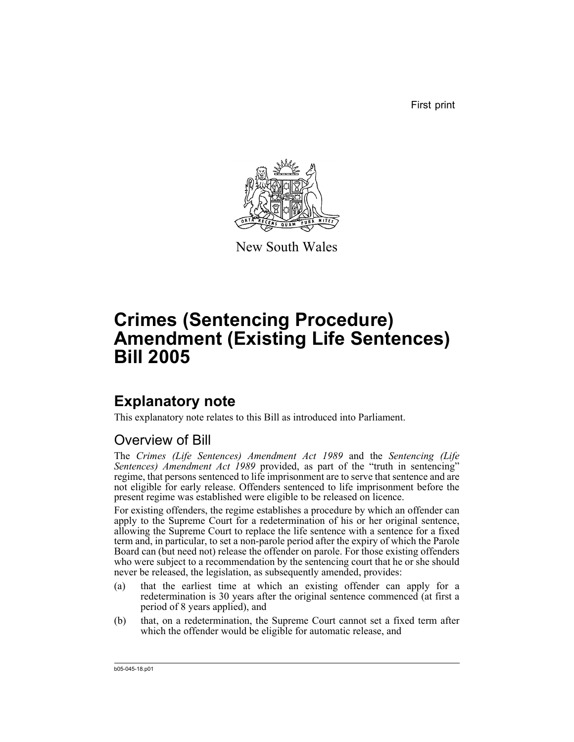First print

New South Wales

# Crimes (Sentencing Procedure) Amendment (Existing Life Sentences) Bill 2005

## Explanatory note

This explanatory note relates to this Bill as introduced into Parliament.

### Overview of Bill

The *Crimes (Life Sentences) Amendment Act 1989* and the *Sentencing (Life Sentences) Amendment Act 1989* provided, as part of the "truth in sentencing" regime, that persons sentenced to life imprisonment are to serve that sentence and are not eligible for early release. Offenders sentenced to life imprisonment before the present regime was established were eligible to be released on licence.

For existing offenders, the regime establishes a procedure by which an offender can apply to the Supreme Court for a redetermination of his or her original sentence, allowing the Supreme Court to replace the life sentence with a sentence for a fixed term and, in particular, to set a non-parole period after the expiry of which the Parole Board can (but need not) release the offender on parole. For those existing offenders who were subject to a recommendation by the sentencing court that he or she should never be released, the legislation, as subsequently amended, provides:

(a) that the earliest time at which an existing offender can apply for a redetermination is 30 years after the original sentence commenced (at first a period of 8 years applied), and

(b) that, on a redetermination, the Supreme Court cannot set a fixed term after which the offender would be eligible for automatic release, and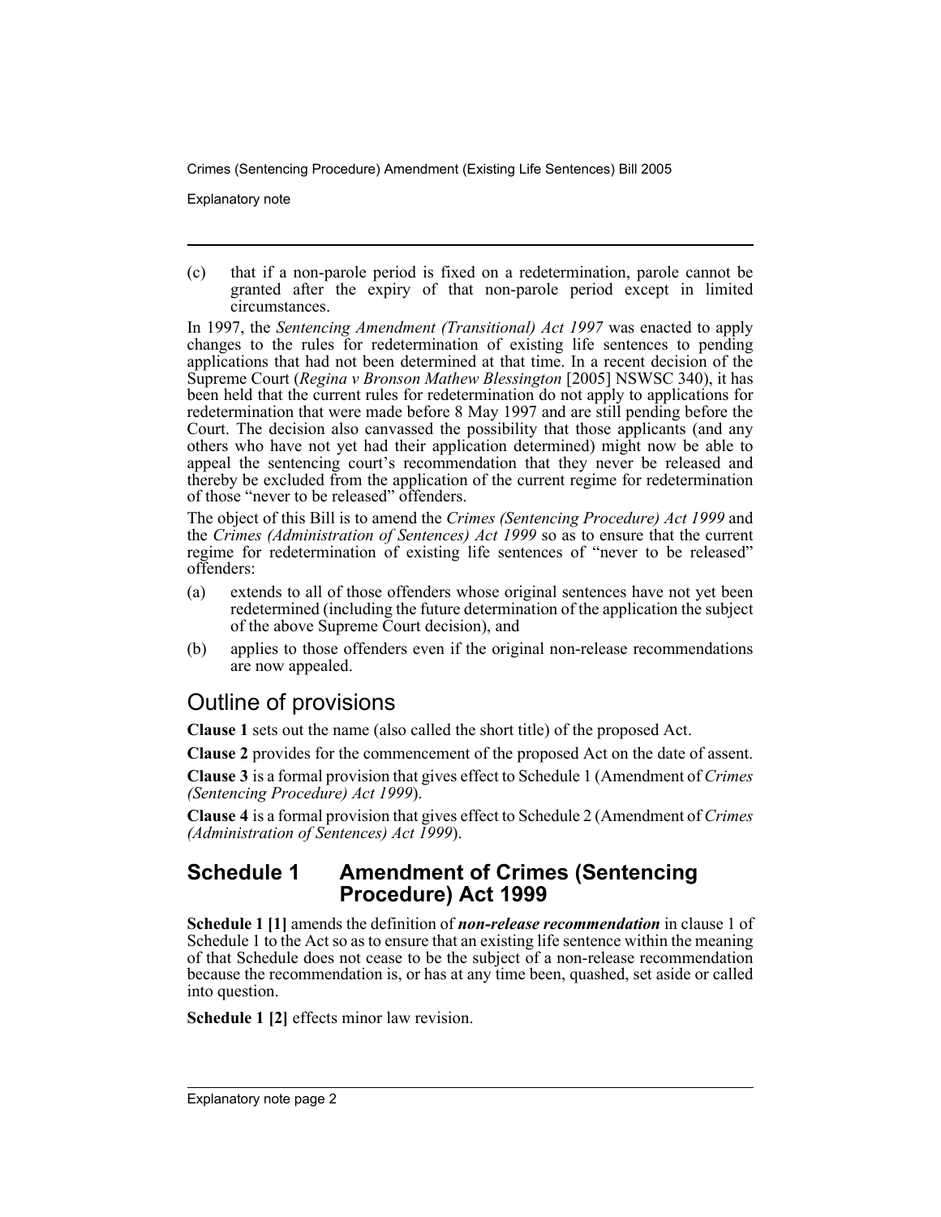(c) that if a non-parole period is fixed on a redetermination, parole cannot be granted after the expiry of that non-parole period except in limited circumstances.

In 1997, the *Sentencing Amendment (Transitional) Act 1997* was enacted to apply changes to the rules for redetermination of existing life sentences to pending applications that had not been determined at that time. In a recent decision of the Supreme Court (*Regina v Bronson Mathew Blessington* [2005] NSWSC 340), it has been held that the current rules for redetermination do not apply to applications for redetermination that were made before 8 May 1997 and are still pending before the Court. The decision also canvassed the possibility that those applicants (and any others who have not yet had their application determined) might now be able to appeal the sentencing court's recommendation that they never be released and thereby be excluded from the application of the current regime for redetermination of those "never to be released" offenders.

The object of this Bill is to amend the *Crimes (Sentencing Procedure) Act 1999* and the *Crimes (Administration of Sentences) Act 1999* so as to ensure that the current regime for redetermination of existing life sentences of "never to be released" offenders:

(a) extends to all of those offenders whose original sentences have not yet been redetermined (including the future determination of the application the subject of the above Supreme Court decision), and

(b) applies to those offenders even if the original non-release recommendations are now appealed.

## Outline of provisions

**Clause 1** sets out the name (also called the short title) of the proposed Act.

**Clause 2** provides for the commencement of the proposed Act on the date of assent.

**Clause 3** is a formal provision that gives effect to Schedule 1 (Amendment of *Crimes (Sentencing Procedure) Act 1999*).

**Clause 4** is a formal provision that gives effect to Schedule 2 (Amendment of *Crimes (Administration of Sentences) Act 1999*).

## Schedule 1 Amendment of Crimes (Sentencing Procedure) Act 1999

**Schedule 1 [1]** amends the definition of ***non-release recommendation*** in clause 1 of Schedule 1 to the Act so as to ensure that an existing life sentence within the meaning of that Schedule does not cease to be the subject of a non-release recommendation because the recommendation is, or has at any time been, quashed, set aside or called into question.

**Schedule 1 [2]** effects minor law revision.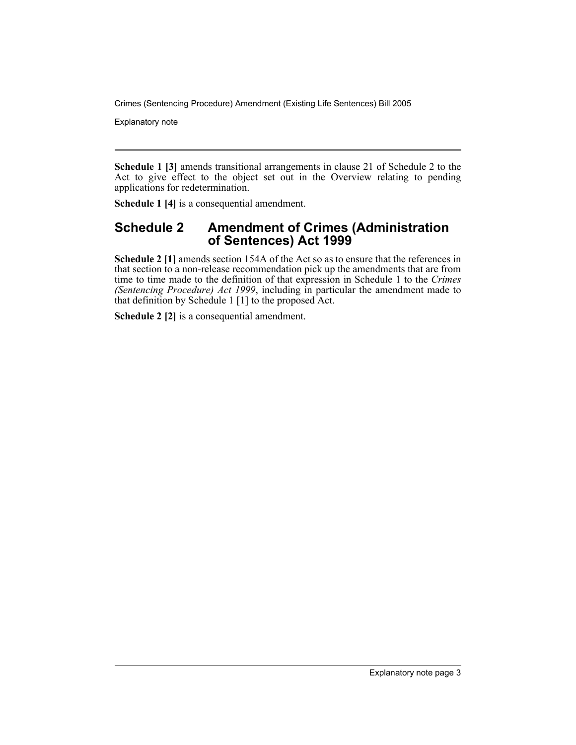**Schedule 1 [3]** amends transitional arrangements in clause 21 of Schedule 2 to the Act to give effect to the object set out in the Overview relating to pending applications for redetermination.

**Schedule 1 [4]** is a consequential amendment.

## Schedule 2 Amendment of Crimes (Administration of Sentences) Act 1999

**Schedule 2 [1]** amends section 154A of the Act so as to ensure that the references in that section to a non-release recommendation pick up the amendments that are from time to time made to the definition of that expression in Schedule 1 to the *Crimes (Sentencing Procedure) Act 1999*, including in particular the amendment made to that definition by Schedule 1 [1] to the proposed Act.

**Schedule 2 [2]** is a consequential amendment.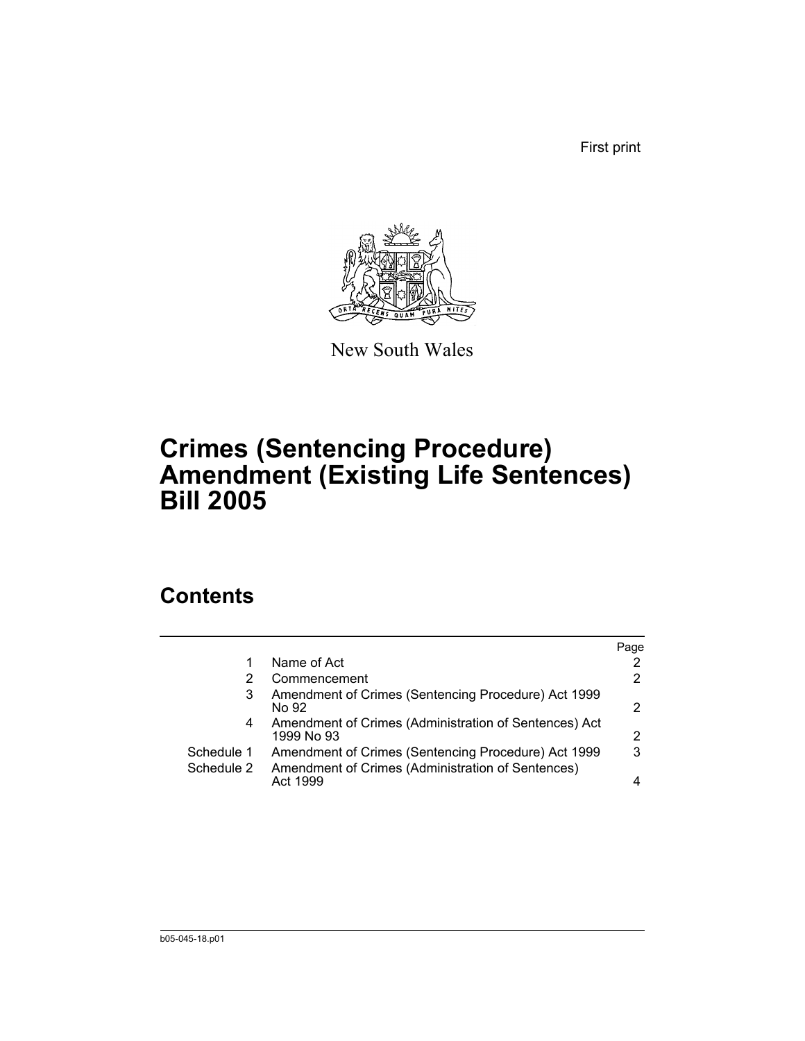First print

New South Wales

# Crimes (Sentencing Procedure) Amendment (Existing Life Sentences) Bill 2005

## Contents

| | | Page |
|---|---|---|
| 1 | Name of Act | 2 |
| 2 | Commencement | 2 |
| 3 | Amendment of Crimes (Sentencing Procedure) Act 1999 No 92 | 2 |
| 4 | Amendment of Crimes (Administration of Sentences) Act 1999 No 93 | 2 |
| Schedule 1 | Amendment of Crimes (Sentencing Procedure) Act 1999 | 3 |
| Schedule 2 | Amendment of Crimes (Administration of Sentences) Act 1999 | 4 |

b05-045-18.p01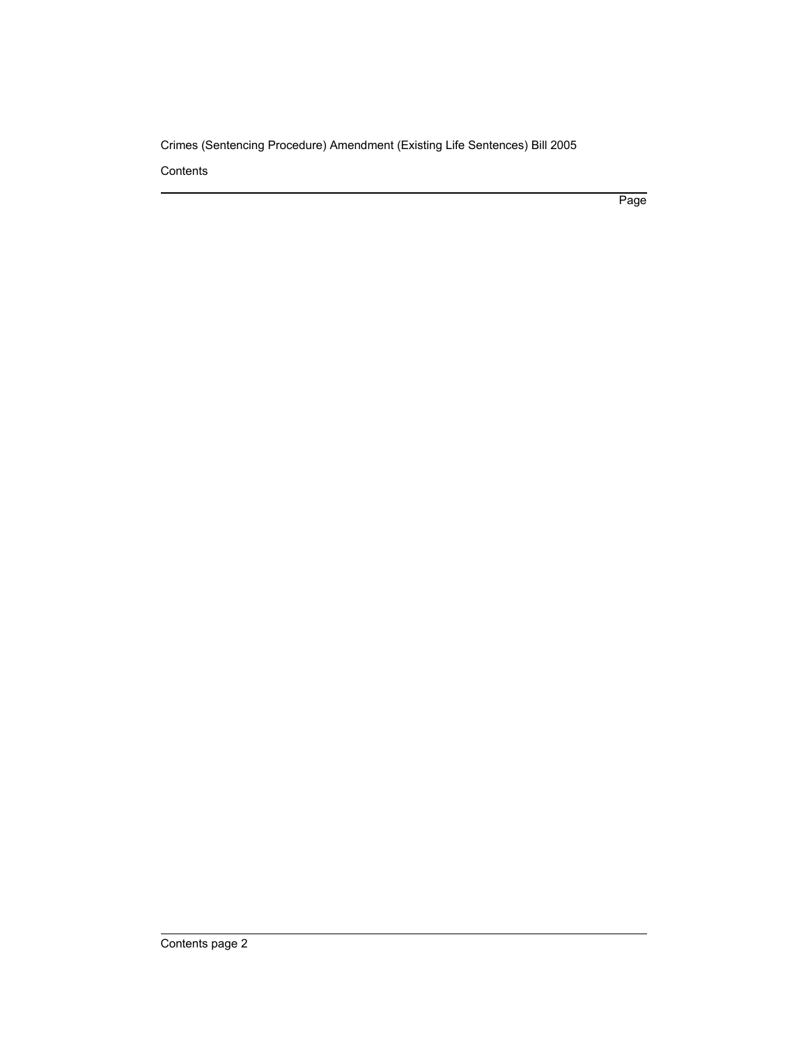Contents

Page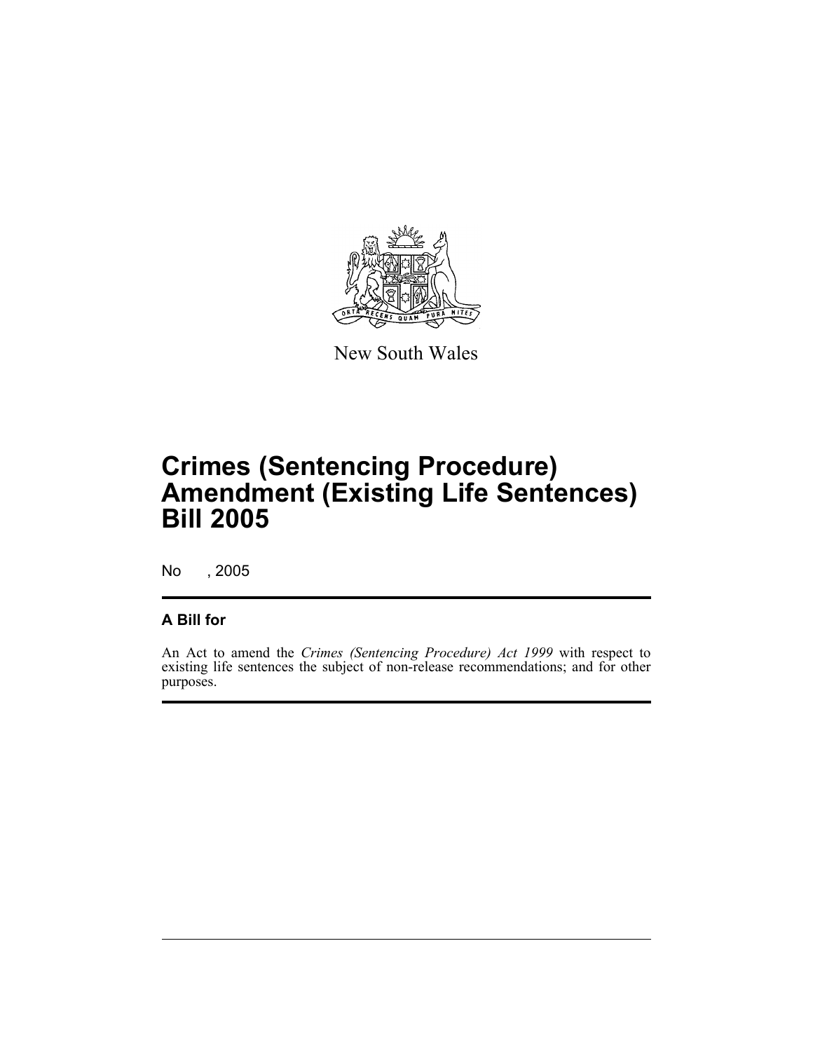New South Wales

# Crimes (Sentencing Procedure) Amendment (Existing Life Sentences) Bill 2005

No , 2005

## A Bill for

An Act to amend the *Crimes (Sentencing Procedure) Act 1999* with respect to existing life sentences the subject of non-release recommendations; and for other purposes.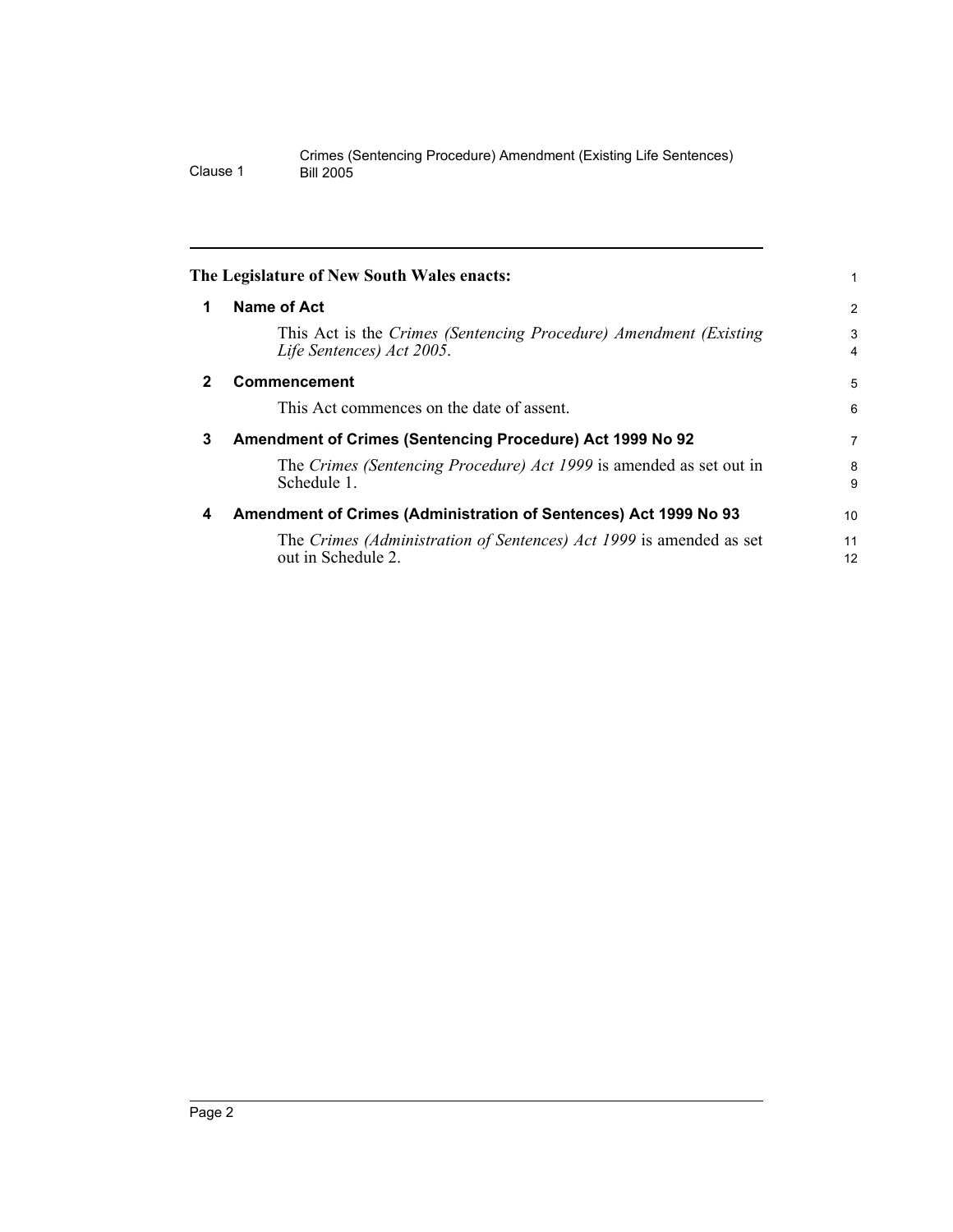**The Legislature of New South Wales enacts:**

## 1 Name of Act

This Act is the *Crimes (Sentencing Procedure) Amendment (Existing Life Sentences) Act 2005*.

## 2 Commencement

This Act commences on the date of assent.

## 3 Amendment of Crimes (Sentencing Procedure) Act 1999 No 92

The *Crimes (Sentencing Procedure) Act 1999* is amended as set out in Schedule 1.

## 4 Amendment of Crimes (Administration of Sentences) Act 1999 No 93

The *Crimes (Administration of Sentences) Act 1999* is amended as set out in Schedule 2.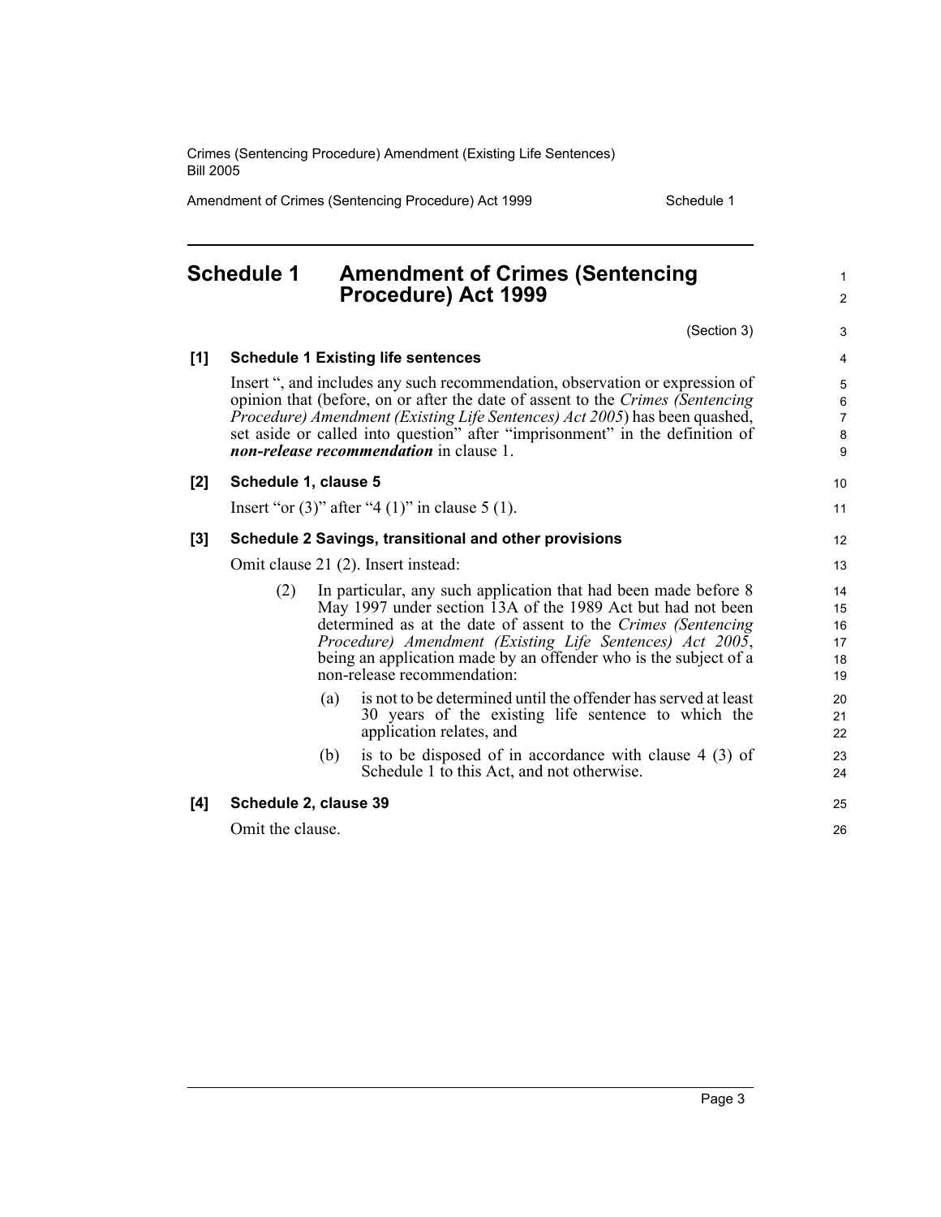# Schedule 1 Amendment of Crimes (Sentencing Procedure) Act 1999

(Section 3)

**[1] Schedule 1 Existing life sentences**

Insert ", and includes any such recommendation, observation or expression of opinion that (before, on or after the date of assent to the *Crimes (Sentencing Procedure) Amendment (Existing Life Sentences) Act 2005*) has been quashed, set aside or called into question" after "imprisonment" in the definition of ***non-release recommendation*** in clause 1.

**[2] Schedule 1, clause 5**

Insert "or (3)" after "4 (1)" in clause 5 (1).

**[3] Schedule 2 Savings, transitional and other provisions**

Omit clause 21 (2). Insert instead:

> (2) In particular, any such application that had been made before 8 May 1997 under section 13A of the 1989 Act but had not been determined as at the date of assent to the *Crimes (Sentencing Procedure) Amendment (Existing Life Sentences) Act 2005*, being an application made by an offender who is the subject of a non-release recommendation:
>
> (a) is not to be determined until the offender has served at least 30 years of the existing life sentence to which the application relates, and
>
> (b) is to be disposed of in accordance with clause 4 (3) of Schedule 1 to this Act, and not otherwise.

**[4] Schedule 2, clause 39**

Omit the clause.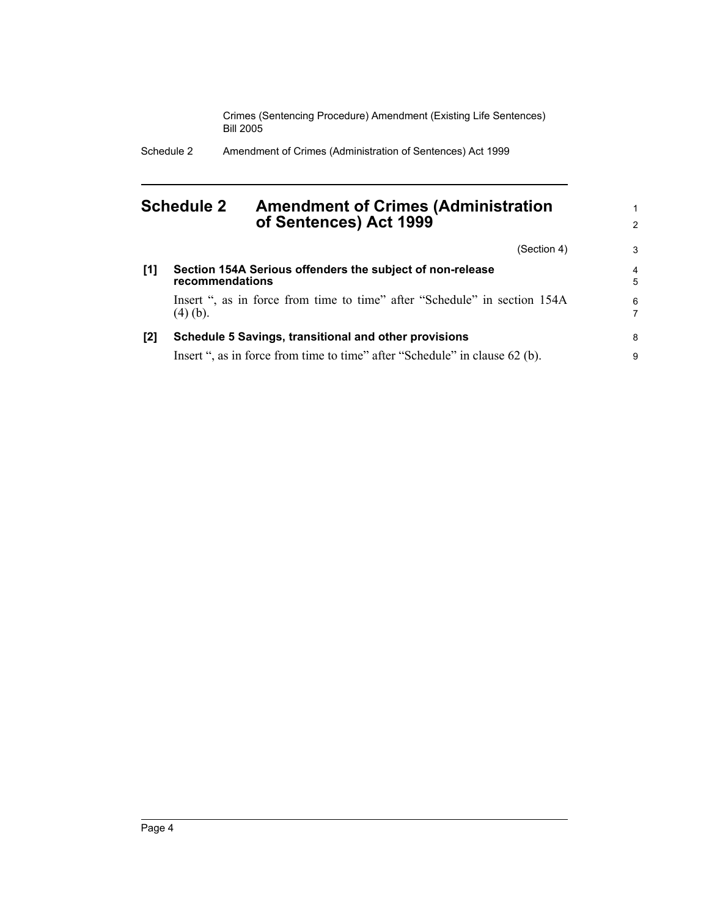# Schedule 2 Amendment of Crimes (Administration of Sentences) Act 1999

(Section 4)

**[1] Section 154A Serious offenders the subject of non-release recommendations**

Insert ", as in force from time to time" after "Schedule" in section 154A (4) (b).

**[2] Schedule 5 Savings, transitional and other provisions**

Insert ", as in force from time to time" after "Schedule" in clause 62 (b).